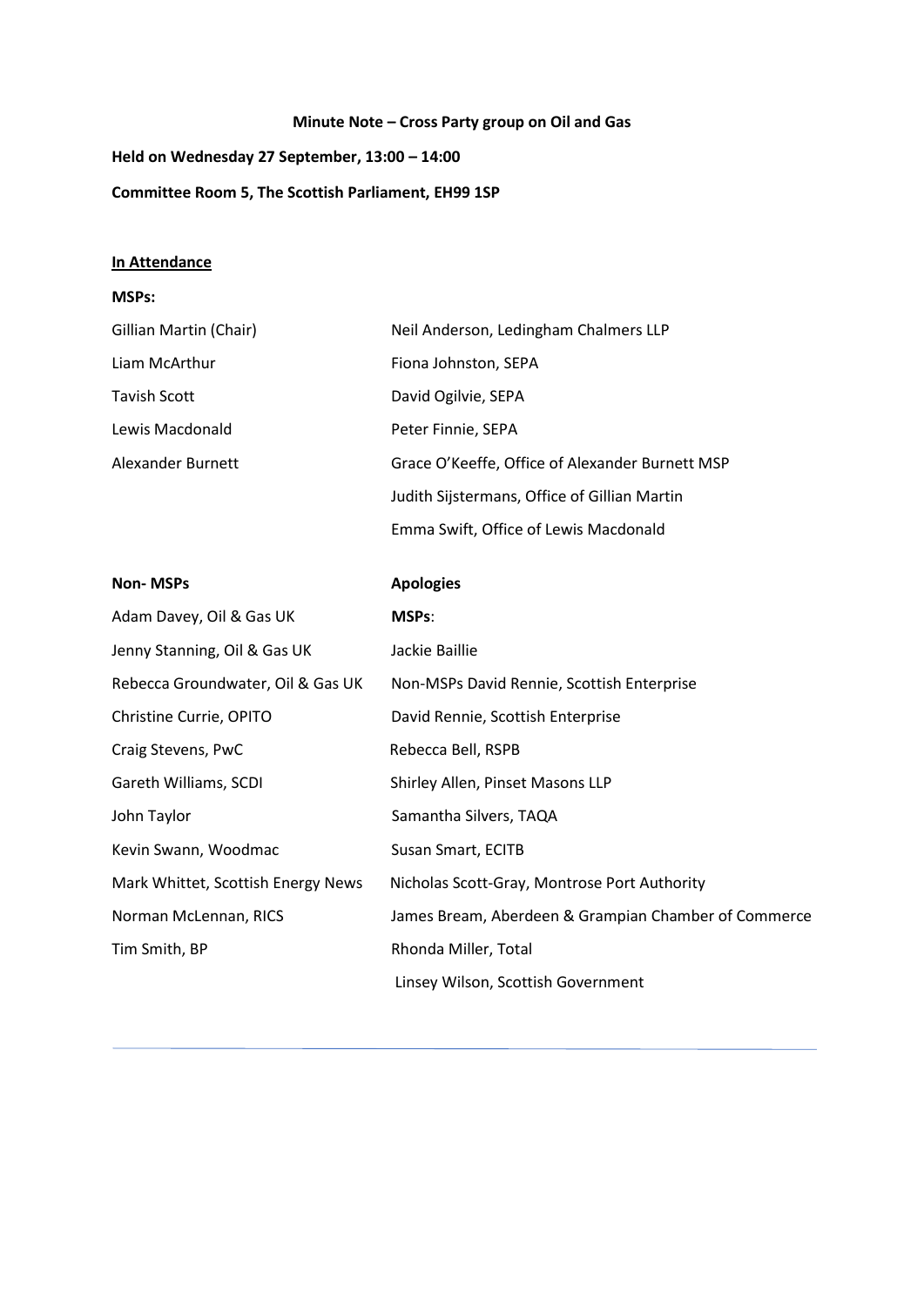**Minute Note – Cross Party group on Oil and Gas**

**Held on Wednesday 27 September, 13:00 – 14:00**

**Committee Room 5, The Scottish Parliament, EH99 1SP**

**<u>In Attendance</u>**

| **MSPs:** | |
|---|---|
| Gillian Martin (Chair) | Neil Anderson, Ledingham Chalmers LLP |
| Liam McArthur | Fiona Johnston, SEPA |
| Tavish Scott | David Ogilvie, SEPA |
| Lewis Macdonald | Peter Finnie, SEPA |
| Alexander Burnett | Grace O'Keeffe, Office of Alexander Burnett MSP |
| | Judith Sijstermans, Office of Gillian Martin |
| | Emma Swift, Office of Lewis Macdonald |

| **Non- MSPs** | **Apologies** |
|---|---|
| Adam Davey, Oil & Gas UK | **MSPs**: |
| Jenny Stanning, Oil & Gas UK | Jackie Baillie |
| Rebecca Groundwater, Oil & Gas UK | Non-MSPs David Rennie, Scottish Enterprise |
| Christine Currie, OPITO | David Rennie, Scottish Enterprise |
| Craig Stevens, PwC | Rebecca Bell, RSPB |
| Gareth Williams, SCDI | Shirley Allen, Pinset Masons LLP |
| John Taylor | Samantha Silvers, TAQA |
| Kevin Swann, Woodmac | Susan Smart, ECITB |
| Mark Whittet, Scottish Energy News | Nicholas Scott-Gray, Montrose Port Authority |
| Norman McLennan, RICS | James Bream, Aberdeen & Grampian Chamber of Commerce |
| Tim Smith, BP | Rhonda Miller, Total |
| | Linsey Wilson, Scottish Government |

---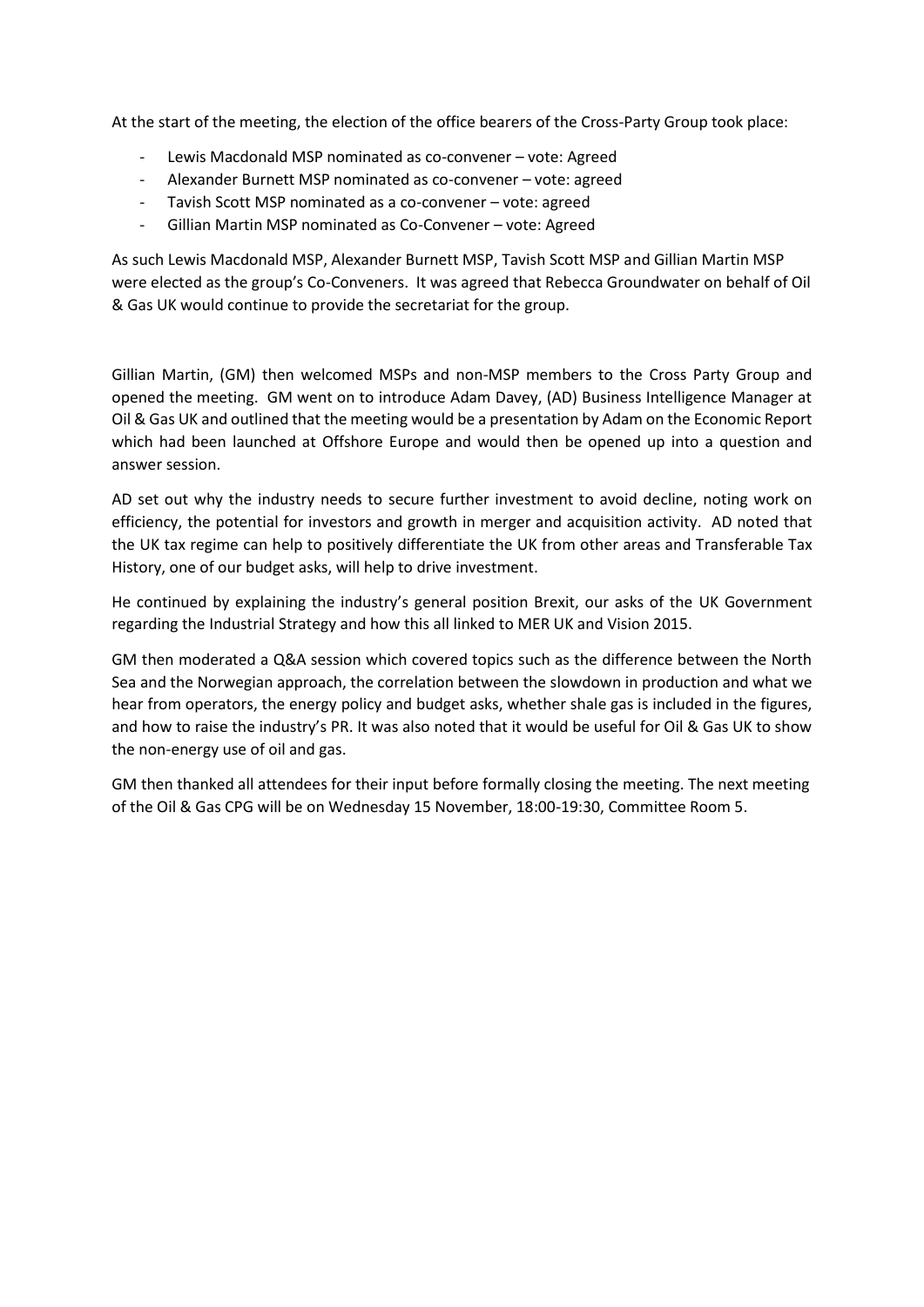At the start of the meeting, the election of the office bearers of the Cross-Party Group took place:

- Lewis Macdonald MSP nominated as co-convener – vote: Agreed
- Alexander Burnett MSP nominated as co-convener – vote: agreed
- Tavish Scott MSP nominated as a co-convener – vote: agreed
- Gillian Martin MSP nominated as Co-Convener – vote: Agreed

As such Lewis Macdonald MSP, Alexander Burnett MSP, Tavish Scott MSP and Gillian Martin MSP were elected as the group's Co-Conveners. It was agreed that Rebecca Groundwater on behalf of Oil & Gas UK would continue to provide the secretariat for the group.

Gillian Martin, (GM) then welcomed MSPs and non-MSP members to the Cross Party Group and opened the meeting. GM went on to introduce Adam Davey, (AD) Business Intelligence Manager at Oil & Gas UK and outlined that the meeting would be a presentation by Adam on the Economic Report which had been launched at Offshore Europe and would then be opened up into a question and answer session.

AD set out why the industry needs to secure further investment to avoid decline, noting work on efficiency, the potential for investors and growth in merger and acquisition activity. AD noted that the UK tax regime can help to positively differentiate the UK from other areas and Transferable Tax History, one of our budget asks, will help to drive investment.

He continued by explaining the industry's general position Brexit, our asks of the UK Government regarding the Industrial Strategy and how this all linked to MER UK and Vision 2015.

GM then moderated a Q&A session which covered topics such as the difference between the North Sea and the Norwegian approach, the correlation between the slowdown in production and what we hear from operators, the energy policy and budget asks, whether shale gas is included in the figures, and how to raise the industry's PR. It was also noted that it would be useful for Oil & Gas UK to show the non-energy use of oil and gas.

GM then thanked all attendees for their input before formally closing the meeting. The next meeting of the Oil & Gas CPG will be on Wednesday 15 November, 18:00-19:30, Committee Room 5.